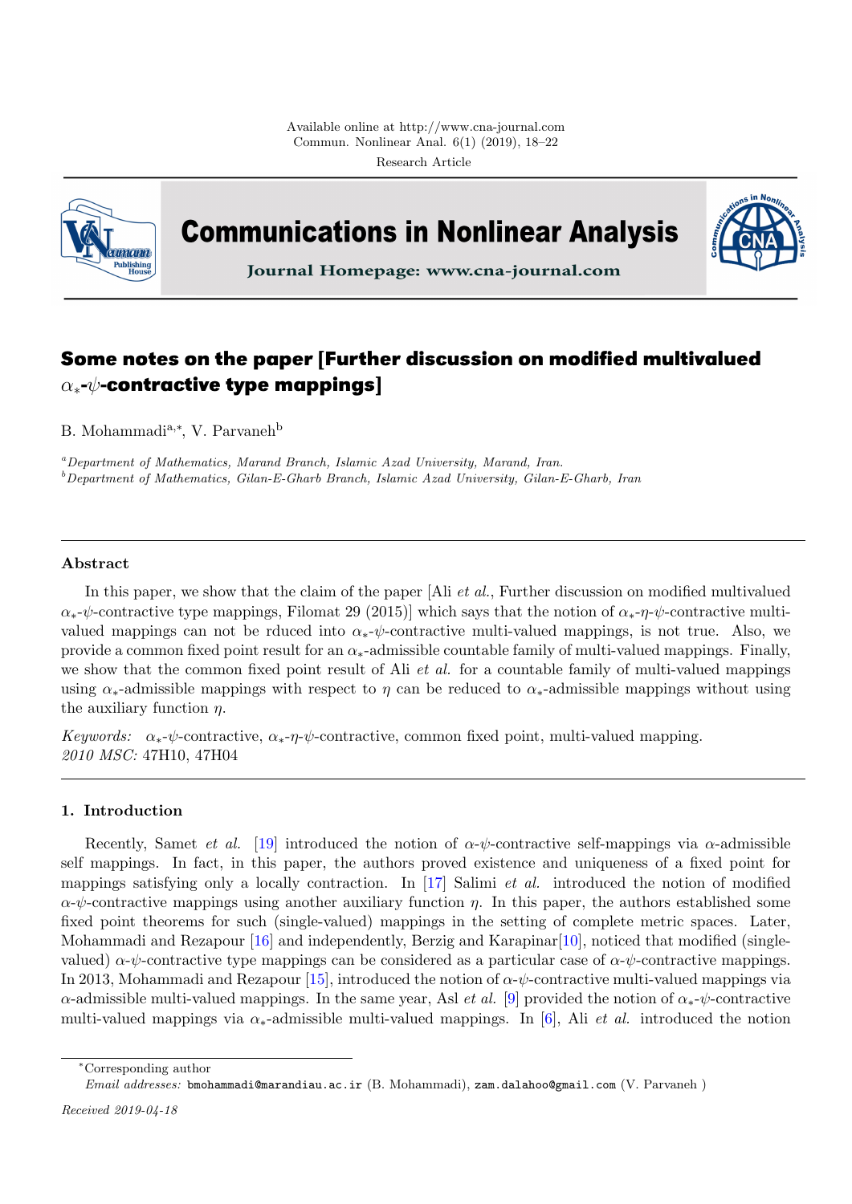# Some notes on the paper [Further discussion on modified multivalued $\alpha_*$-$\psi$-contractive type mappings]

B. Mohammadi[a,*], V. Parvaneh[b]

[a]*Department of Mathematics, Marand Branch, Islamic Azad University, Marand, Iran.*
[b]*Department of Mathematics, Gilan-E-Gharb Branch, Islamic Azad University, Gilan-E-Gharb, Iran*

---

### Abstract

In this paper, we show that the claim of the paper [Ali *et al.*, Further discussion on modified multivalued $\alpha_*$-$\psi$-contractive type mappings, Filomat 29 (2015)] which says that the notion of $\alpha_*$-$\eta$-$\psi$-contractive multi-valued mappings can not be rduced into $\alpha_*$-$\psi$-contractive multi-valued mappings, is not true. Also, we provide a common fixed point result for an $\alpha_*$-admissible countable family of multi-valued mappings. Finally, we show that the common fixed point result of Ali *et al.* for a countable family of multi-valued mappings using $\alpha_*$-admissible mappings with respect to $\eta$ can be reduced to $\alpha_*$-admissible mappings without using the auxiliary function $\eta$.

*Keywords:* $\alpha_*$-$\psi$-contractive, $\alpha_*$-$\eta$-$\psi$-contractive, common fixed point, multi-valued mapping.
*2010 MSC:* 47H10, 47H04

---

## 1. Introduction

Recently, Samet *et al.* [19] introduced the notion of $\alpha$-$\psi$-contractive self-mappings via $\alpha$-admissible self mappings. In fact, in this paper, the authors proved existence and uniqueness of a fixed point for mappings satisfying only a locally contraction. In [17] Salimi *et al.* introduced the notion of modified $\alpha$-$\psi$-contractive mappings using another auxiliary function $\eta$. In this paper, the authors established some fixed point theorems for such (single-valued) mappings in the setting of complete metric spaces. Later, Mohammadi and Rezapour [16] and independently, Berzig and Karapinar[10], noticed that modified (single-valued) $\alpha$-$\psi$-contractive type mappings can be considered as a particular case of $\alpha$-$\psi$-contractive mappings. In 2013, Mohammadi and Rezapour [15], introduced the notion of $\alpha$-$\psi$-contractive multi-valued mappings via $\alpha$-admissible multi-valued mappings. In the same year, Asl *et al.* [9] provided the notion of $\alpha_*$-$\psi$-contractive multi-valued mappings via $\alpha_*$-admissible multi-valued mappings. In [6], Ali *et al.* introduced the notion

---

*Corresponding author
*Email addresses:* bmohammadi@marandiau.ac.ir (B. Mohammadi), zam.dalahoo@gmail.com (V. Parvaneh )

*Received 2019-04-18*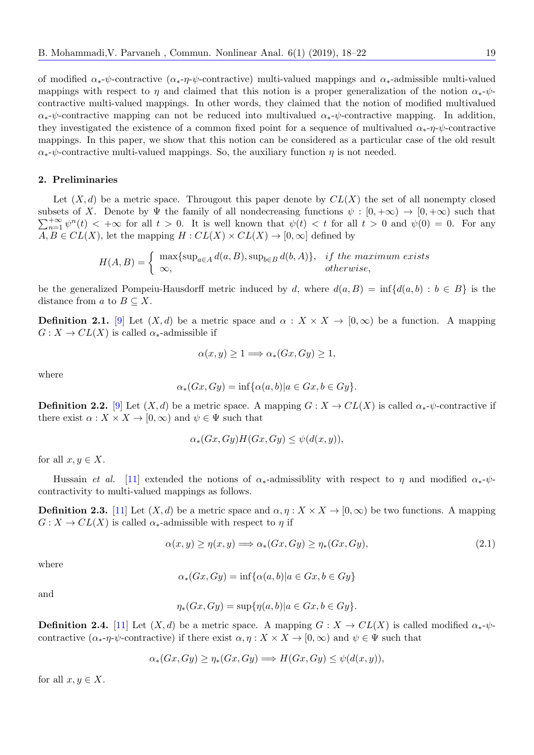of modified $\alpha_*$-$\psi$-contractive ($\alpha_*$-$\eta$-$\psi$-contractive) multi-valued mappings and $\alpha_*$-admissible multi-valued mappings with respect to $\eta$ and claimed that this notion is a proper generalization of the notion $\alpha_*$-$\psi$-contractive multi-valued mappings. In other words, they claimed that the notion of modified multivalued $\alpha_*$-$\psi$-contractive mapping can not be reduced into multivalued $\alpha_*$-$\psi$-contractive mapping. In addition, they investigated the existence of a common fixed point for a sequence of multivalued $\alpha_*$-$\eta$-$\psi$-contractive mappings. In this paper, we show that this notion can be considered as a particular case of the old result $\alpha_*$-$\psi$-contractive multi-valued mappings. So, the auxiliary function $\eta$ is not needed.

## 2. Preliminaries

Let $(X, d)$ be a metric space. Througout this paper denote by $CL(X)$ the set of all nonempty closed subsets of $X$. Denote by $\Psi$ the family of all nondecreasing functions $\psi : [0, +\infty) \to [0, +\infty)$ such that $\sum_{n=1}^{+\infty} \psi^n(t) < +\infty$ for all $t > 0$. It is well known that $\psi(t) < t$ for all $t > 0$ and $\psi(0) = 0$. For any $A, B \in CL(X)$, let the mapping $H : CL(X) \times CL(X) \to [0, \infty]$ defined by

$$H(A, B) = \begin{cases} \max\{\sup_{a\in A} d(a, B), \sup_{b\in B} d(b, A)\}, & \textit{if the maximum exists} \\ \infty, & \textit{otherwise}, \end{cases}$$

be the generalized Pompeiu-Hausdorff metric induced by $d$, where $d(a, B) = \inf\{d(a, b) : b \in B\}$ is the distance from $a$ to $B \subseteq X$.

**Definition 2.1.** [9] Let $(X, d)$ be a metric space and $\alpha : X \times X \to [0, \infty)$ be a function. A mapping $G : X \to CL(X)$ is called $\alpha_*$-admissible if

$$\alpha(x, y) \geq 1 \Longrightarrow \alpha_*(Gx, Gy) \geq 1,$$

where

$$\alpha_*(Gx, Gy) = \inf\{\alpha(a, b) | a \in Gx, b \in Gy\}.$$

**Definition 2.2.** [9] Let $(X, d)$ be a metric space. A mapping $G : X \to CL(X)$ is called $\alpha_*$-$\psi$-contractive if there exist $\alpha : X \times X \to [0, \infty)$ and $\psi \in \Psi$ such that

$$\alpha_*(Gx, Gy)H(Gx, Gy) \leq \psi(d(x, y)),$$

for all $x, y \in X$.

Hussain *et al.* [11] extended the notions of $\alpha_*$-admissiblity with respect to $\eta$ and modified $\alpha_*$-$\psi$-contractivity to multi-valued mappings as follows.

**Definition 2.3.** [11] Let $(X, d)$ be a metric space and $\alpha, \eta : X \times X \to [0, \infty)$ be two functions. A mapping $G : X \to CL(X)$ is called $\alpha_*$-admissible with respect to $\eta$ if

$$\alpha(x, y) \geq \eta(x, y) \Longrightarrow \alpha_*(Gx, Gy) \geq \eta_*(Gx, Gy), \tag{2.1}$$

where

$$\alpha_*(Gx, Gy) = \inf\{\alpha(a, b) | a \in Gx, b \in Gy\}$$

and

$$\eta_*(Gx, Gy) = \sup\{\eta(a, b) | a \in Gx, b \in Gy\}.$$

**Definition 2.4.** [11] Let $(X, d)$ be a metric space. A mapping $G : X \to CL(X)$ is called modified $\alpha_*$-$\psi$-contractive ($\alpha_*$-$\eta$-$\psi$-contractive) if there exist $\alpha, \eta : X \times X \to [0, \infty)$ and $\psi \in \Psi$ such that

$$\alpha_*(Gx, Gy) \geq \eta_*(Gx, Gy) \Longrightarrow H(Gx, Gy) \leq \psi(d(x, y)),$$

for all $x, y \in X$.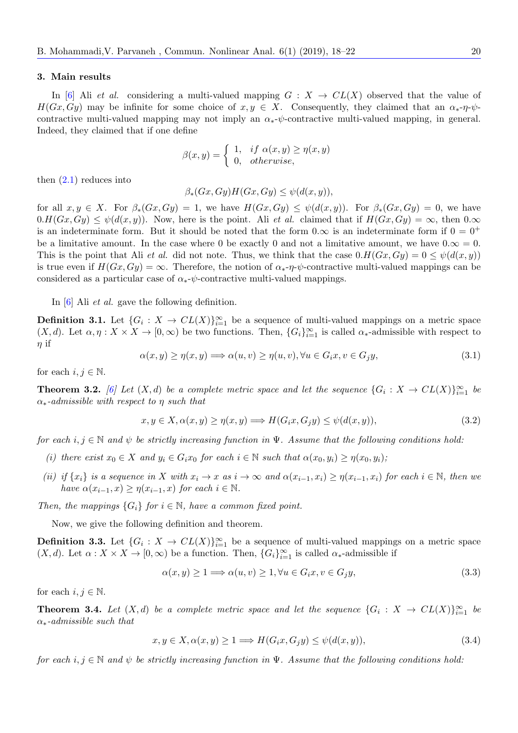### 3. Main results

In [6] Ali *et al.* considering a multi-valued mapping $G : X \to CL(X)$ observed that the value of $H(Gx, Gy)$ may be infinite for some choice of $x, y \in X$. Consequently, they claimed that an $\alpha_*$-$\eta$-$\psi$-contractive multi-valued mapping may not imply an $\alpha_*$-$\psi$-contractive multi-valued mapping, in general. Indeed, they claimed that if one define

$$\beta(x,y) = \begin{cases} 1, & if\ \alpha(x,y) \geq \eta(x,y) \\ 0, & otherwise, \end{cases}$$

then (2.1) reduces into

$$\beta_*(Gx, Gy)H(Gx, Gy) \leq \psi(d(x,y)),$$

for all $x, y \in X$. For $\beta_*(Gx, Gy) = 1$, we have $H(Gx, Gy) \leq \psi(d(x,y))$. For $\beta_*(Gx, Gy) = 0$, we have $0.H(Gx, Gy) \leq \psi(d(x,y))$. Now, here is the point. Ali *et al.* claimed that if $H(Gx, Gy) = \infty$, then $0.\infty$ is an indeterminate form. But it should be noted that the form $0.\infty$ is an indeterminate form if $0 = 0^+$ be a limitative amount. In the case where 0 be exactly 0 and not a limitative amount, we have $0.\infty = 0$. This is the point that Ali *et al.* did not note. Thus, we think that the case $0.H(Gx, Gy) = 0 \leq \psi(d(x,y))$ is true even if $H(Gx, Gy) = \infty$. Therefore, the notion of $\alpha_*$-$\eta$-$\psi$-contractive multi-valued mappings can be considered as a particular case of $\alpha_*$-$\psi$-contractive multi-valued mappings.

In [6] Ali *et al.* gave the following definition.

**Definition 3.1.** Let $\{G_i : X \to CL(X)\}_{i=1}^{\infty}$ be a sequence of multi-valued mappings on a metric space $(X, d)$. Let $\alpha, \eta : X \times X \to [0, \infty)$ be two functions. Then, $\{G_i\}_{i=1}^{\infty}$ is called $\alpha_*$-admissible with respect to $\eta$ if

$$\alpha(x,y) \geq \eta(x,y) \Longrightarrow \alpha(u,v) \geq \eta(u,v), \forall u \in G_i x, v \in G_j y, \tag{3.1}$$

for each $i, j \in \mathbb{N}$.

**Theorem 3.2.** *[6] Let $(X, d)$ be a complete metric space and let the sequence $\{G_i : X \to CL(X)\}_{i=1}^{\infty}$ be $\alpha_*$-admissible with respect to $\eta$ such that*

$$x, y \in X, \alpha(x,y) \geq \eta(x,y) \Longrightarrow H(G_i x, G_j y) \leq \psi(d(x,y)), \tag{3.2}$$

*for each $i, j \in \mathbb{N}$ and $\psi$ be strictly increasing function in $\Psi$. Assume that the following conditions hold:*

*(i) there exist $x_0 \in X$ and $y_i \in G_i x_0$ for each $i \in \mathbb{N}$ such that $\alpha(x_0, y_i) \geq \eta(x_0, y_i)$;*

*(ii) if $\{x_i\}$ is a sequence in $X$ with $x_i \to x$ as $i \to \infty$ and $\alpha(x_{i-1}, x_i) \geq \eta(x_{i-1}, x_i)$ for each $i \in \mathbb{N}$, then we have $\alpha(x_{i-1}, x) \geq \eta(x_{i-1}, x)$ for each $i \in \mathbb{N}$.*

*Then, the mappings $\{G_i\}$ for $i \in \mathbb{N}$, have a common fixed point.*

Now, we give the following definition and theorem.

**Definition 3.3.** Let $\{G_i : X \to CL(X)\}_{i=1}^{\infty}$ be a sequence of multi-valued mappings on a metric space $(X, d)$. Let $\alpha : X \times X \to [0, \infty)$ be a function. Then, $\{G_i\}_{i=1}^{\infty}$ is called $\alpha_*$-admissible if

$$\alpha(x,y) \geq 1 \Longrightarrow \alpha(u,v) \geq 1, \forall u \in G_i x, v \in G_j y, \tag{3.3}$$

for each $i, j \in \mathbb{N}$.

**Theorem 3.4.** *Let $(X, d)$ be a complete metric space and let the sequence $\{G_i : X \to CL(X)\}_{i=1}^{\infty}$ be $\alpha_*$-admissible such that*

$$x, y \in X, \alpha(x,y) \geq 1 \Longrightarrow H(G_i x, G_j y) \leq \psi(d(x,y)), \tag{3.4}$$

*for each $i, j \in \mathbb{N}$ and $\psi$ be strictly increasing function in $\Psi$. Assume that the following conditions hold:*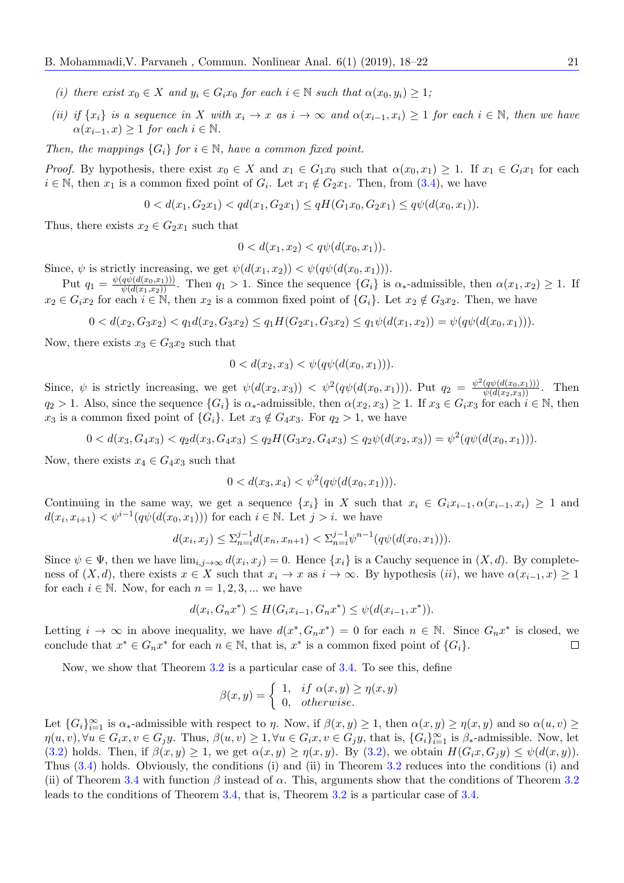*(i) there exist $x_0 \in X$ and $y_i \in G_i x_0$ for each $i \in \mathbb{N}$ such that $\alpha(x_0, y_i) \geq 1$;*

*(ii) if $\{x_i\}$ is a sequence in $X$ with $x_i \to x$ as $i \to \infty$ and $\alpha(x_{i-1}, x_i) \geq 1$ for each $i \in \mathbb{N}$, then we have $\alpha(x_{i-1}, x) \geq 1$ for each $i \in \mathbb{N}$.*

*Then, the mappings $\{G_i\}$ for $i \in \mathbb{N}$, have a common fixed point.*

*Proof.* By hypothesis, there exist $x_0 \in X$ and $x_1 \in G_1 x_0$ such that $\alpha(x_0, x_1) \geq 1$. If $x_1 \in G_i x_1$ for each $i \in \mathbb{N}$, then $x_1$ is a common fixed point of $G_i$. Let $x_1 \notin G_2 x_1$. Then, from (3.4), we have

$$0 < d(x_1, G_2 x_1) < q d(x_1, G_2 x_1) \leq q H(G_1 x_0, G_2 x_1) \leq q\psi(d(x_0, x_1)).$$

Thus, there exists $x_2 \in G_2 x_1$ such that

$$0 < d(x_1, x_2) < q\psi(d(x_0, x_1)).$$

Since, $\psi$ is strictly increasing, we get $\psi(d(x_1, x_2)) < \psi(q\psi(d(x_0, x_1)))$.

Put $q_1 = \frac{\psi(q\psi(d(x_0,x_1)))}{\psi(d(x_1,x_2))}$. Then $q_1 > 1$. Since the sequence $\{G_i\}$ is $\alpha_*$-admissible, then $\alpha(x_1, x_2) \geq 1$. If $x_2 \in G_i x_2$ for each $i \in \mathbb{N}$, then $x_2$ is a common fixed point of $\{G_i\}$. Let $x_2 \notin G_3 x_2$. Then, we have

$$0 < d(x_2, G_3 x_2) < q_1 d(x_2, G_3 x_2) \leq q_1 H(G_2 x_1, G_3 x_2) \leq q_1 \psi(d(x_1, x_2)) = \psi(q\psi(d(x_0, x_1))).$$

Now, there exists $x_3 \in G_3 x_2$ such that

$$0 < d(x_2, x_3) < \psi(q\psi(d(x_0, x_1))).$$

Since, $\psi$ is strictly increasing, we get $\psi(d(x_2, x_3)) < \psi^2(q\psi(d(x_0, x_1)))$. Put $q_2 = \frac{\psi^2(q\psi(d(x_0,x_1)))}{\psi(d(x_2,x_3))}$. Then $q_2 > 1$. Also, since the sequence $\{G_i\}$ is $\alpha_*$-admissible, then $\alpha(x_2, x_3) \geq 1$. If $x_3 \in G_i x_3$ for each $i \in \mathbb{N}$, then $x_3$ is a common fixed point of $\{G_i\}$. Let $x_3 \notin G_4 x_3$. For $q_2 > 1$, we have

$$0 < d(x_3, G_4 x_3) < q_2 d(x_3, G_4 x_3) \leq q_2 H(G_3 x_2, G_4 x_3) \leq q_2 \psi(d(x_2, x_3)) = \psi^2(q\psi(d(x_0, x_1))).$$

Now, there exists $x_4 \in G_4 x_3$ such that

$$0 < d(x_3, x_4) < \psi^2(q\psi(d(x_0, x_1))).$$

Continuing in the same way, we get a sequence $\{x_i\}$ in $X$ such that $x_i \in G_i x_{i-1}, \alpha(x_{i-1}, x_i) \geq 1$ and $d(x_i, x_{i+1}) < \psi^{i-1}(q\psi(d(x_0, x_1)))$ for each $i \in \mathbb{N}$. Let $j > i$. we have

$$d(x_i, x_j) \leq \Sigma_{n=i}^{j-1} d(x_n, x_{n+1}) < \Sigma_{n=i}^{j-1} \psi^{n-1}(q\psi(d(x_0, x_1))).$$

Since $\psi \in \Psi$, then we have $\lim_{i,j\to\infty} d(x_i, x_j) = 0$. Hence $\{x_i\}$ is a Cauchy sequence in $(X, d)$. By completeness of $(X, d)$, there exists $x \in X$ such that $x_i \to x$ as $i \to \infty$. By hypothesis $(ii)$, we have $\alpha(x_{i-1}, x) \geq 1$ for each $i \in \mathbb{N}$. Now, for each $n = 1, 2, 3, \ldots$ we have

$$d(x_i, G_n x^*) \leq H(G_i x_{i-1}, G_n x^*) \leq \psi(d(x_{i-1}, x^*)).$$

Letting $i \to \infty$ in above inequality, we have $d(x^*, G_n x^*) = 0$ for each $n \in \mathbb{N}$. Since $G_n x^*$ is closed, we conclude that $x^* \in G_n x^*$ for each $n \in \mathbb{N}$, that is, $x^*$ is a common fixed point of $\{G_i\}$. □

Now, we show that Theorem 3.2 is a particular case of 3.4. To see this, define

$$\beta(x, y) = \begin{cases} 1, & \text{if } \alpha(x, y) \geq \eta(x, y) \\ 0, & \text{otherwise.} \end{cases}$$

Let $\{G_i\}_{i=1}^{\infty}$ is $\alpha_*$-admissible with respect to $\eta$. Now, if $\beta(x, y) \geq 1$, then $\alpha(x, y) \geq \eta(x, y)$ and so $\alpha(u, v) \geq \eta(u, v), \forall u \in G_i x, v \in G_j y$. Thus, $\beta(u, v) \geq 1, \forall u \in G_i x, v \in G_j y$, that is, $\{G_i\}_{i=1}^{\infty}$ is $\beta_*$-admissible. Now, let (3.2) holds. Then, if $\beta(x, y) \geq 1$, we get $\alpha(x, y) \geq \eta(x, y)$. By (3.2), we obtain $H(G_i x, G_j y) \leq \psi(d(x, y))$. Thus (3.4) holds. Obviously, the conditions (i) and (ii) in Theorem 3.2 reduces into the conditions (i) and (ii) of Theorem 3.4 with function $\beta$ instead of $\alpha$. This, arguments show that the conditions of Theorem 3.2 leads to the conditions of Theorem 3.4, that is, Theorem 3.2 is a particular case of 3.4.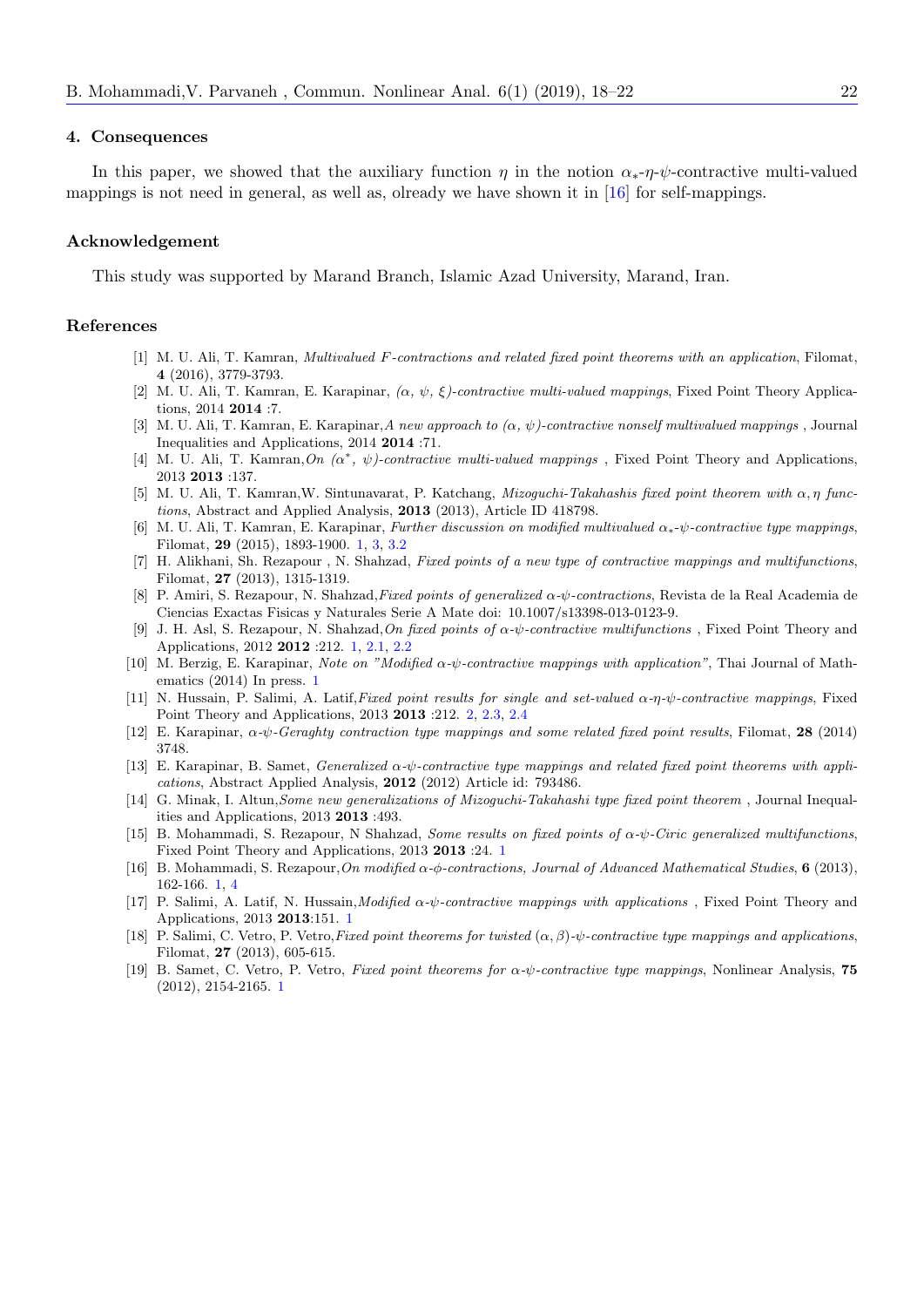## 4. Consequences

In this paper, we showed that the auxiliary function $\eta$ in the notion $\alpha_*$-$\eta$-$\psi$-contractive multi-valued mappings is not need in general, as well as, olready we have shown it in [16] for self-mappings.

## Acknowledgement

This study was supported by Marand Branch, Islamic Azad University, Marand, Iran.

## References

[1] M. U. Ali, T. Kamran, *Multivalued $F$-contractions and related fixed point theorems with an application*, Filomat, **4** (2016), 3779-3793.

[2] M. U. Ali, T. Kamran, E. Karapinar, *($\alpha$, $\psi$, $\xi$)-contractive multi-valued mappings*, Fixed Point Theory Applications, 2014 **2014** :7.

[3] M. U. Ali, T. Kamran, E. Karapinar, *A new approach to ($\alpha$, $\psi$)-contractive nonself multivalued mappings* , Journal Inequalities and Applications, 2014 **2014** :71.

[4] M. U. Ali, T. Kamran, *On ($\alpha^*$, $\psi$)-contractive multi-valued mappings* , Fixed Point Theory and Applications, 2013 **2013** :137.

[5] M. U. Ali, T. Kamran, W. Sintunavarat, P. Katchang, *Mizoguchi-Takahashis fixed point theorem with $\alpha, \eta$ functions*, Abstract and Applied Analysis, **2013** (2013), Article ID 418798.

[6] M. U. Ali, T. Kamran, E. Karapinar, *Further discussion on modified multivalued $\alpha_*$-$\psi$-contractive type mappings*, Filomat, **29** (2015), 1893-1900. 1, 3, 3.2

[7] H. Alikhani, Sh. Rezapour , N. Shahzad, *Fixed points of a new type of contractive mappings and multifunctions*, Filomat, **27** (2013), 1315-1319.

[8] P. Amiri, S. Rezapour, N. Shahzad, *Fixed points of generalized $\alpha$-$\psi$-contractions*, Revista de la Real Academia de Ciencias Exactas Fisicas y Naturales Serie A Mate doi: 10.1007/s13398-013-0123-9.

[9] J. H. Asl, S. Rezapour, N. Shahzad, *On fixed points of $\alpha$-$\psi$-contractive multifunctions* , Fixed Point Theory and Applications, 2012 **2012** :212. 1, 2.1, 2.2

[10] M. Berzig, E. Karapinar, *Note on "Modified $\alpha$-$\psi$-contractive mappings with application"*, Thai Journal of Mathematics (2014) In press. 1

[11] N. Hussain, P. Salimi, A. Latif, *Fixed point results for single and set-valued $\alpha$-$\eta$-$\psi$-contractive mappings*, Fixed Point Theory and Applications, 2013 **2013** :212. 2, 2.3, 2.4

[12] E. Karapinar, *$\alpha$-$\psi$-Geraghty contraction type mappings and some related fixed point results*, Filomat, **28** (2014) 3748.

[13] E. Karapinar, B. Samet, *Generalized $\alpha$-$\psi$-contractive type mappings and related fixed point theorems with applications*, Abstract Applied Analysis, **2012** (2012) Article id: 793486.

[14] G. Minak, I. Altun, *Some new generalizations of Mizoguchi-Takahashi type fixed point theorem* , Journal Inequalities and Applications, 2013 **2013** :493.

[15] B. Mohammadi, S. Rezapour, N Shahzad, *Some results on fixed points of $\alpha$-$\psi$-Ciric generalized multifunctions*, Fixed Point Theory and Applications, 2013 **2013** :24. 1

[16] B. Mohammadi, S. Rezapour, *On modified $\alpha$-$\phi$-contractions, Journal of Advanced Mathematical Studies*, **6** (2013), 162-166. 1, 4

[17] P. Salimi, A. Latif, N. Hussain, *Modified $\alpha$-$\psi$-contractive mappings with applications* , Fixed Point Theory and Applications, 2013 **2013**:151. 1

[18] P. Salimi, C. Vetro, P. Vetro, *Fixed point theorems for twisted ($\alpha, \beta$)-$\psi$-contractive type mappings and applications*, Filomat, **27** (2013), 605-615.

[19] B. Samet, C. Vetro, P. Vetro, *Fixed point theorems for $\alpha$-$\psi$-contractive type mappings*, Nonlinear Analysis, **75** (2012), 2154-2165. 1